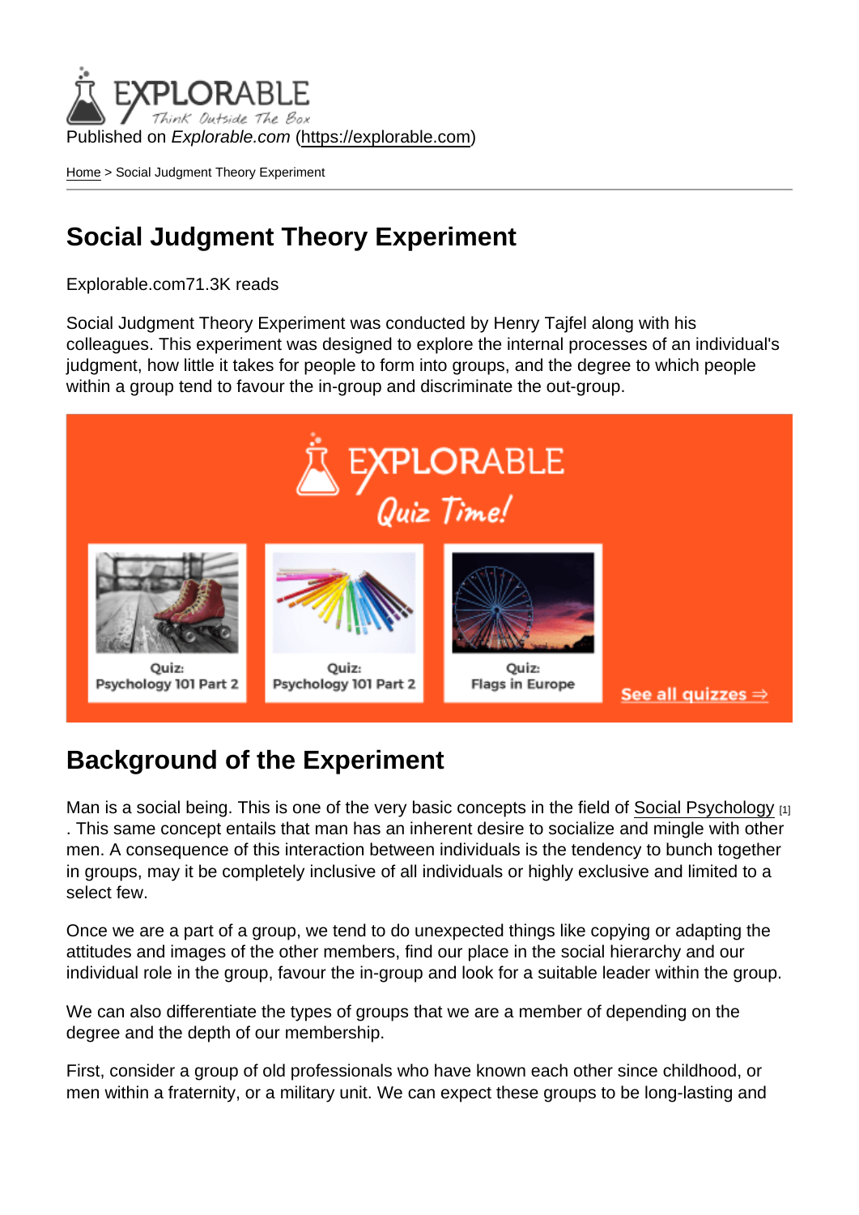Published on *Explorable.com* (https://explorable.com)

Home > Social Judgment Theory Experiment

# Social Judgment Theory Experiment

Explorable.com71.3K reads

Social Judgment Theory Experiment was conducted by Henry Tajfel along with his colleagues. This experiment was designed to explore the internal processes of an individual's judgment, how little it takes for people to form into groups, and the degree to which people within a group tend to favour the in-group and discriminate the out-group.

## Background of the Experiment

Man is a social being. This is one of the very basic concepts in the field of Social Psychology [1]. This same concept entails that man has an inherent desire to socialize and mingle with other men. A consequence of this interaction between individuals is the tendency to bunch together in groups, may it be completely inclusive of all individuals or highly exclusive and limited to a select few.

Once we are a part of a group, we tend to do unexpected things like copying or adapting the attitudes and images of the other members, find our place in the social hierarchy and our individual role in the group, favour the in-group and look for a suitable leader within the group.

We can also differentiate the types of groups that we are a member of depending on the degree and the depth of our membership.

First, consider a group of old professionals who have known each other since childhood, or men within a fraternity, or a military unit. We can expect these groups to be long-lasting and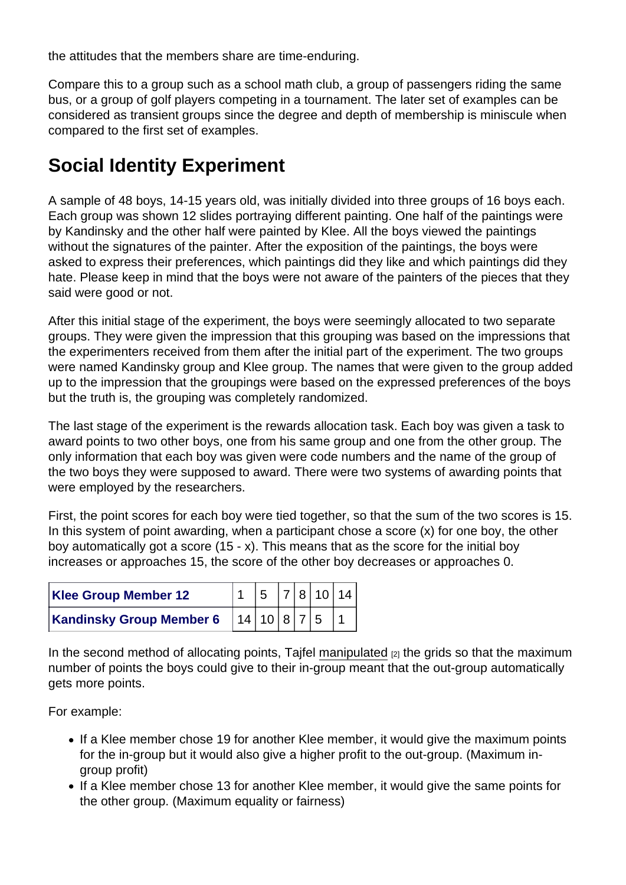the attitudes that the members share are time-enduring.

Compare this to a group such as a school math club, a group of passengers riding the same bus, or a group of golf players competing in a tournament. The later set of examples can be considered as transient groups since the degree and depth of membership is miniscule when compared to the first set of examples.

## Social Identity Experiment

A sample of 48 boys, 14-15 years old, was initially divided into three groups of 16 boys each. Each group was shown 12 slides portraying different painting. One half of the paintings were by Kandinsky and the other half were painted by Klee. All the boys viewed the paintings without the signatures of the painter. After the exposition of the paintings, the boys were asked to express their preferences, which paintings did they like and which paintings did they hate. Please keep in mind that the boys were not aware of the painters of the pieces that they said were good or not.

After this initial stage of the experiment, the boys were seemingly allocated to two separate groups. They were given the impression that this grouping was based on the impressions that the experimenters received from them after the initial part of the experiment. The two groups were named Kandinsky group and Klee group. The names that were given to the group added up to the impression that the groupings were based on the expressed preferences of the boys but the truth is, the grouping was completely randomized.

The last stage of the experiment is the rewards allocation task. Each boy was given a task to award points to two other boys, one from his same group and one from the other group. The only information that each boy was given were code numbers and the name of the group of the two boys they were supposed to award. There were two systems of awarding points that were employed by the researchers.

First, the point scores for each boy were tied together, so that the sum of the two scores is 15. In this system of point awarding, when a participant chose a score (x) for one boy, the other boy automatically got a score (15 - x). This means that as the score for the initial boy increases or approaches 15, the score of the other boy decreases or approaches 0.

| **Klee Group Member 12** | 1 | 5 | 7 | 8 | 10 | 14 |
|---|---|---|---|---|---|---|
| **Kandinsky Group Member 6** | 14 | 10 | 8 | 7 | 5 | 1 |

In the second method of allocating points, Tajfel manipulated [2] the grids so that the maximum number of points the boys could give to their in-group meant that the out-group automatically gets more points.

For example:

- If a Klee member chose 19 for another Klee member, it would give the maximum points for the in-group but it would also give a higher profit to the out-group. (Maximum in-group profit)
- If a Klee member chose 13 for another Klee member, it would give the same points for the other group. (Maximum equality or fairness)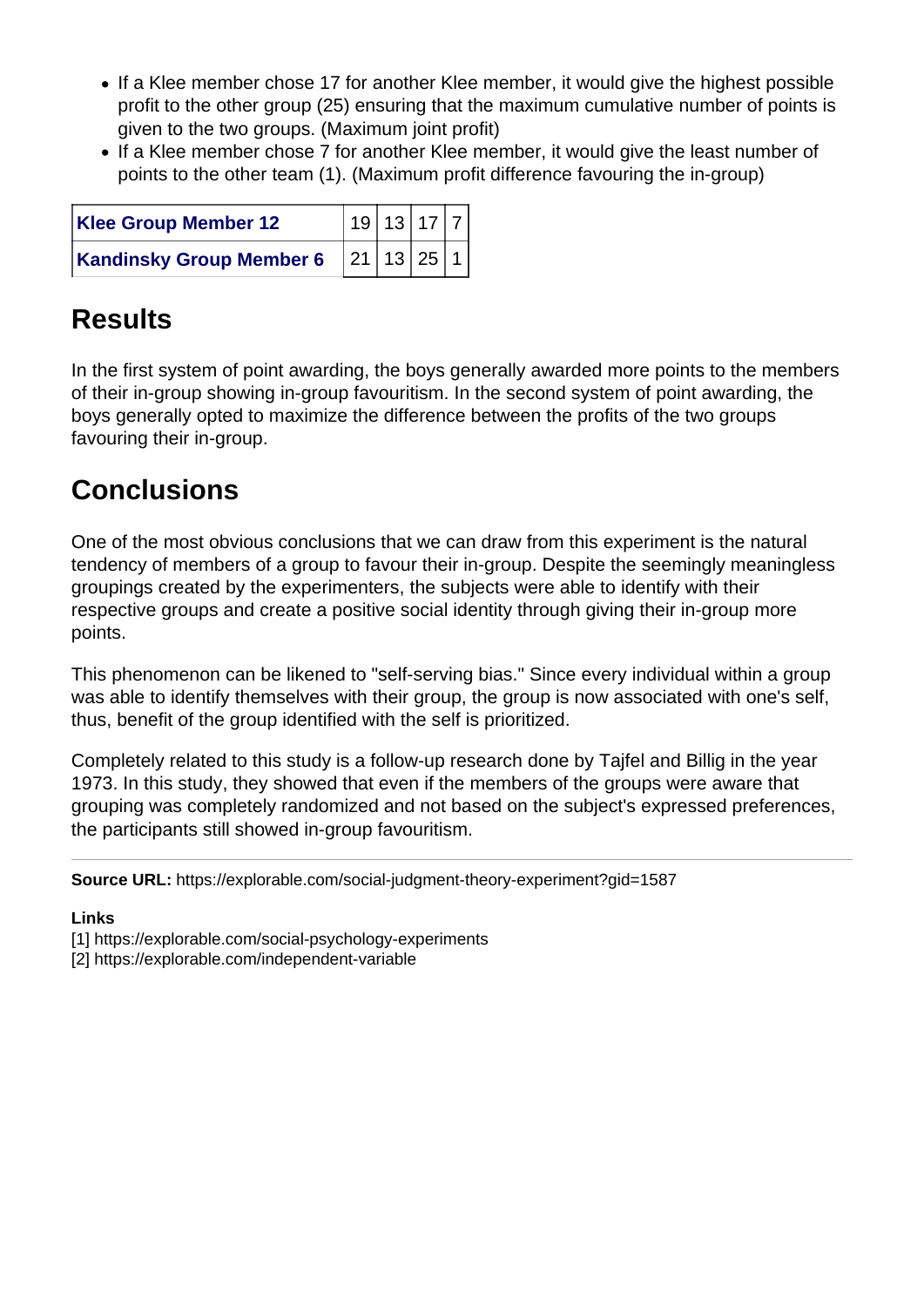- If a Klee member chose 17 for another Klee member, it would give the highest possible profit to the other group (25) ensuring that the maximum cumulative number of points is given to the two groups. (Maximum joint profit)
- If a Klee member chose 7 for another Klee member, it would give the least number of points to the other team (1). (Maximum profit difference favouring the in-group)

| | | | | |
|---|---|---|---|---|
| **Klee Group Member 12** | 19 | 13 | 17 | 7 |
| **Kandinsky Group Member 6** | 21 | 13 | 25 | 1 |

## Results

In the first system of point awarding, the boys generally awarded more points to the members of their in-group showing in-group favouritism. In the second system of point awarding, the boys generally opted to maximize the difference between the profits of the two groups favouring their in-group.

## Conclusions

One of the most obvious conclusions that we can draw from this experiment is the natural tendency of members of a group to favour their in-group. Despite the seemingly meaningless groupings created by the experimenters, the subjects were able to identify with their respective groups and create a positive social identity through giving their in-group more points.

This phenomenon can be likened to "self-serving bias." Since every individual within a group was able to identify themselves with their group, the group is now associated with one's self, thus, benefit of the group identified with the self is prioritized.

Completely related to this study is a follow-up research done by Tajfel and Billig in the year 1973. In this study, they showed that even if the members of the groups were aware that grouping was completely randomized and not based on the subject's expressed preferences, the participants still showed in-group favouritism.

---

**Source URL:** https://explorable.com/social-judgment-theory-experiment?gid=1587

**Links**
[1] https://explorable.com/social-psychology-experiments
[2] https://explorable.com/independent-variable